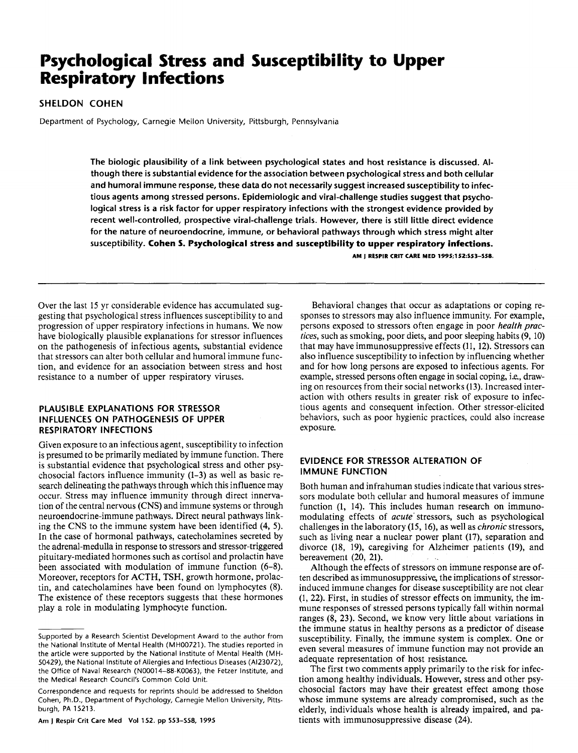# Psychological Stress and Susceptibility to Upper Respiratory Infections

SHELDON COHEN

Department of Psychology, Carnegie Mellon University, Pittsburgh, Pennsylvania

**The biologic plausibility of a link between psychological states and host resistance is discussed. Although there is substantial evidence for the association between psychological stress and both cellular and humoral immune response, these data do not necessarily suggest increased susceptibility to infectious agents among stressed persons. Epidemiologic and viral-challenge studies suggest that psychological stress is a risk factor for upper respiratory infections with the strongest evidence provided by recent well-controlled, prospective viral-challenge trials. However, there is still little direct evidence for the nature of neuroendocrine, immune, or behavioral pathways through which stress might alter susceptibility. Cohen S. Psychological stress and susceptibility to upper respiratory infections.**

AM J RESPIR CRIT CARE MED 1995;152:S53–S58.

Over the last 15 yr considerable evidence has accumulated suggesting that psychological stress influences susceptibility to and progression of upper respiratory infections in humans. We now have biologically plausible explanations for stressor influences on the pathogenesis of infectious agents, substantial evidence that stressors can alter both cellular and humoral immune function, and evidence for an association between stress and host resistance to a number of upper respiratory viruses.

## PLAUSIBLE EXPLANATIONS FOR STRESSOR INFLUENCES ON PATHOGENESIS OF UPPER RESPIRATORY INFECTIONS

Given exposure to an infectious agent, susceptibility to infection is presumed to be primarily mediated by immune function. There is substantial evidence that psychological stress and other psychosocial factors influence immunity (1–3) as well as basic research delineating the pathways through which this influence may occur. Stress may influence immunity through direct innervation of the central nervous (CNS) and immune systems or through neuroendocrine-immune pathways. Direct neural pathways linking the CNS to the immune system have been identified (4, 5). In the case of hormonal pathways, catecholamines secreted by the adrenal-medulla in response to stressors and stressor-triggered pituitary-mediated hormones such as cortisol and prolactin have been associated with modulation of immune function (6–8). Moreover, receptors for ACTH, TSH, growth hormone, prolactin, and catecholamines have been found on lymphocytes (8). The existence of these receptors suggests that these hormones play a role in modulating lymphocyte function.

Behavioral changes that occur as adaptations or coping responses to stressors may also influence immunity. For example, persons exposed to stressors often engage in poor *health practices*, such as smoking, poor diets, and poor sleeping habits (9, 10) that may have immunosuppressive effects (11, 12). Stressors can also influence susceptibility to infection by influencing whether and for how long persons are exposed to infectious agents. For example, stressed persons often engage in social coping, i.e., drawing on resources from their social networks (13). Increased interaction with others results in greater risk of exposure to infectious agents and consequent infection. Other stressor-elicited behaviors, such as poor hygienic practices, could also increase exposure.

## EVIDENCE FOR STRESSOR ALTERATION OF IMMUNE FUNCTION

Both human and infrahuman studies indicate that various stressors modulate both cellular and humoral measures of immune function (1, 14). This includes human research on immunomodulating effects of *acute* stressors, such as psychological challenges in the laboratory (15, 16), as well as *chronic* stressors, such as living near a nuclear power plant (17), separation and divorce (18, 19), caregiving for Alzheimer patients (19), and bereavement (20, 21).

Although the effects of stressors on immune response are often described as immunosuppressive, the implications of stressor-induced immune changes for disease susceptibility are not clear (1, 22). First, in studies of stressor effects on immunity, the immune responses of stressed persons typically fall within normal ranges (8, 23). Second, we know very little about variations in the immune status in healthy persons as a predictor of disease susceptibility. Finally, the immune system is complex. One or even several measures of immune function may not provide an adequate representation of host resistance.

The first two comments apply primarily to the risk for infection among healthy individuals. However, stress and other psychosocial factors may have their greatest effect among those whose immune systems are already compromised, such as the elderly, individuals whose health is already impaired, and patients with immunosuppressive disease (24).

---

Supported by a Research Scientist Development Award to the author from the National Institute of Mental Health (MH00721). The studies reported in the article were supported by the National Institute of Mental Health (MH-50429), the National Institute of Allergies and Infectious Diseases (AI23072), the Office of Naval Research (N00014-88-K0063), the Fetzer Institute, and the Medical Research Council's Common Cold Unit.

Correspondence and requests for reprints should be addressed to Sheldon Cohen, Ph.D., Department of Psychology, Carnegie Mellon University, Pittsburgh, PA 15213.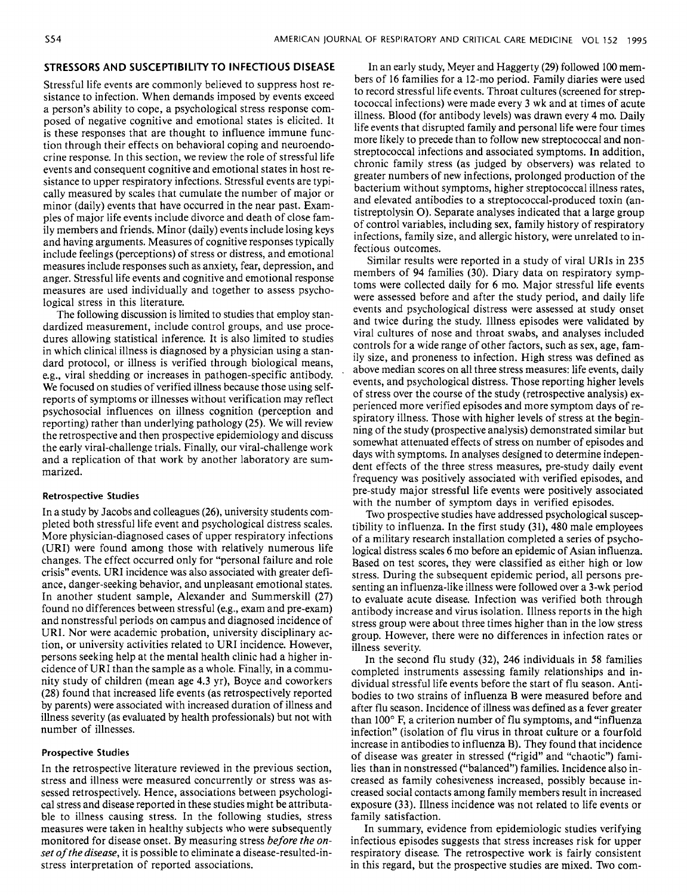## STRESSORS AND SUSCEPTIBILITY TO INFECTIOUS DISEASE

Stressful life events are commonly believed to suppress host resistance to infection. When demands imposed by events exceed a person's ability to cope, a psychological stress response composed of negative cognitive and emotional states is elicited. It is these responses that are thought to influence immune function through their effects on behavioral coping and neuroendocrine response. In this section, we review the role of stressful life events and consequent cognitive and emotional states in host resistance to upper respiratory infections. Stressful events are typically measured by scales that cumulate the number of major or minor (daily) events that have occurred in the near past. Examples of major life events include divorce and death of close family members and friends. Minor (daily) events include losing keys and having arguments. Measures of cognitive responses typically include feelings (perceptions) of stress or distress, and emotional measures include responses such as anxiety, fear, depression, and anger. Stressful life events and cognitive and emotional response measures are used individually and together to assess psychological stress in this literature.

The following discussion is limited to studies that employ standardized measurement, include control groups, and use procedures allowing statistical inference. It is also limited to studies in which clinical illness is diagnosed by a physician using a standard protocol, or illness is verified through biological means, e.g., viral shedding or increases in pathogen-specific antibody. We focused on studies of verified illness because those using self-reports of symptoms or illnesses without verification may reflect psychosocial influences on illness cognition (perception and reporting) rather than underlying pathology (25). We will review the retrospective and then prospective epidemiology and discuss the early viral-challenge trials. Finally, our viral-challenge work and a replication of that work by another laboratory are summarized.

### Retrospective Studies

In a study by Jacobs and colleagues (26), university students completed both stressful life event and psychological distress scales. More physician-diagnosed cases of upper respiratory infections (URI) were found among those with relatively numerous life changes. The effect occurred only for "personal failure and role crisis" events. URI incidence was also associated with greater defiance, danger-seeking behavior, and unpleasant emotional states. In another student sample, Alexander and Summerskill (27) found no differences between stressful (e.g., exam and pre-exam) and nonstressful periods on campus and diagnosed incidence of URI. Nor were academic probation, university disciplinary action, or university activities related to URI incidence. However, persons seeking help at the mental health clinic had a higher incidence of URI than the sample as a whole. Finally, in a community study of children (mean age 4.3 yr), Boyce and coworkers (28) found that increased life events (as retrospectively reported by parents) were associated with increased duration of illness and illness severity (as evaluated by health professionals) but not with number of illnesses.

### Prospective Studies

In the retrospective literature reviewed in the previous section, stress and illness were measured concurrently or stress was assessed retrospectively. Hence, associations between psychological stress and disease reported in these studies might be attributable to illness causing stress. In the following studies, stress measures were taken in healthy subjects who were subsequently monitored for disease onset. By measuring stress *before the onset of the disease*, it is possible to eliminate a disease-resulted-in-stress interpretation of reported associations.

In an early study, Meyer and Haggerty (29) followed 100 members of 16 families for a 12-mo period. Family diaries were used to record stressful life events. Throat cultures (screened for streptococcal infections) were made every 3 wk and at times of acute illness. Blood (for antibody levels) was drawn every 4 mo. Daily life events that disrupted family and personal life were four times more likely to precede than to follow new streptococcal and nonstreptococcal infections and associated symptoms. In addition, chronic family stress (as judged by observers) was related to greater numbers of new infections, prolonged production of the bacterium without symptoms, higher streptococcal illness rates, and elevated antibodies to a streptococcal-produced toxin (antistreptolysin O). Separate analyses indicated that a large group of control variables, including sex, family history of respiratory infections, family size, and allergic history, were unrelated to infectious outcomes.

Similar results were reported in a study of viral URIs in 235 members of 94 families (30). Diary data on respiratory symptoms were collected daily for 6 mo. Major stressful life events were assessed before and after the study period, and daily life events and psychological distress were assessed at study onset and twice during the study. Illness episodes were validated by viral cultures of nose and throat swabs, and analyses included controls for a wide range of other factors, such as sex, age, family size, and proneness to infection. High stress was defined as above median scores on all three stress measures: life events, daily events, and psychological distress. Those reporting higher levels of stress over the course of the study (retrospective analysis) experienced more verified episodes and more symptom days of respiratory illness. Those with higher levels of stress at the beginning of the study (prospective analysis) demonstrated similar but somewhat attenuated effects of stress on number of episodes and days with symptoms. In analyses designed to determine independent effects of the three stress measures, pre-study daily event frequency was positively associated with verified episodes, and pre-study major stressful life events were positively associated with the number of symptom days in verified episodes.

Two prospective studies have addressed psychological susceptibility to influenza. In the first study (31), 480 male employees of a military research installation completed a series of psychological distress scales 6 mo before an epidemic of Asian influenza. Based on test scores, they were classified as either high or low stress. During the subsequent epidemic period, all persons presenting an influenza-like illness were followed over a 3-wk period to evaluate acute disease. Infection was verified both through antibody increase and virus isolation. Illness reports in the high stress group were about three times higher than in the low stress group. However, there were no differences in infection rates or illness severity.

In the second flu study (32), 246 individuals in 58 families completed instruments assessing family relationships and individual stressful life events before the start of flu season. Antibodies to two strains of influenza B were measured before and after flu season. Incidence of illness was defined as a fever greater than 100° F, a criterion number of flu symptoms, and "influenza infection" (isolation of flu virus in throat culture or a fourfold increase in antibodies to influenza B). They found that incidence of disease was greater in stressed ("rigid" and "chaotic") families than in nonstressed ("balanced") families. Incidence also increased as family cohesiveness increased, possibly because increased social contacts among family members result in increased exposure (33). Illness incidence was not related to life events or family satisfaction.

In summary, evidence from epidemiologic studies verifying infectious episodes suggests that stress increases risk for upper respiratory disease. The retrospective work is fairly consistent in this regard, but the prospective studies are mixed. Two com-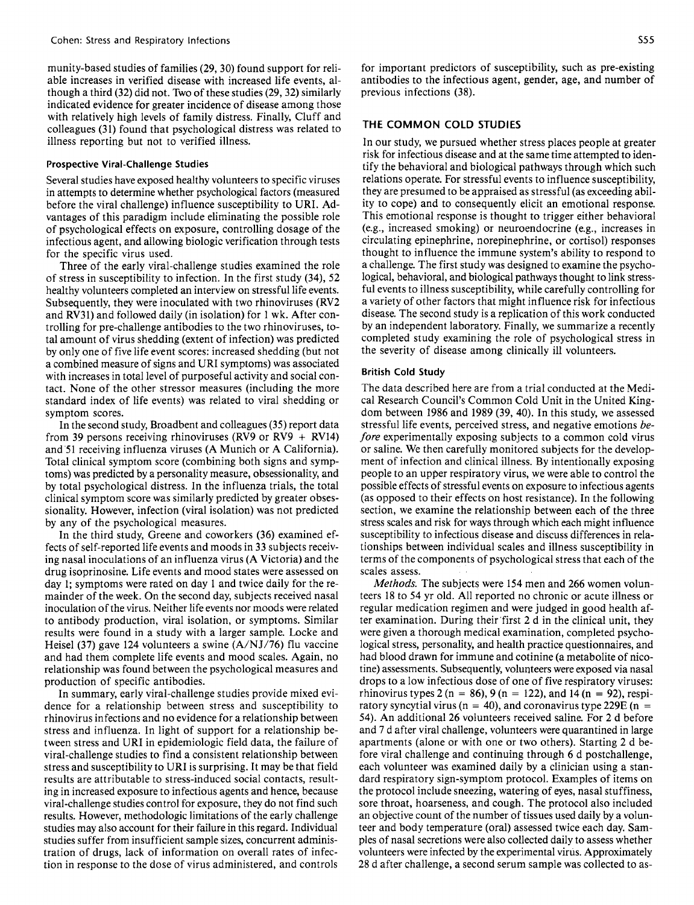munity-based studies of families (29, 30) found support for reliable increases in verified disease with increased life events, although a third (32) did not. Two of these studies (29, 32) similarly indicated evidence for greater incidence of disease among those with relatively high levels of family distress. Finally, Cluff and colleagues (31) found that psychological distress was related to illness reporting but not to verified illness.

### Prospective Viral-Challenge Studies

Several studies have exposed healthy volunteers to specific viruses in attempts to determine whether psychological factors (measured before the viral challenge) influence susceptibility to URI. Advantages of this paradigm include eliminating the possible role of psychological effects on exposure, controlling dosage of the infectious agent, and allowing biologic verification through tests for the specific virus used.

Three of the early viral-challenge studies examined the role of stress in susceptibility to infection. In the first study (34), 52 healthy volunteers completed an interview on stressful life events. Subsequently, they were inoculated with two rhinoviruses (RV2 and RV31) and followed daily (in isolation) for 1 wk. After controlling for pre-challenge antibodies to the two rhinoviruses, total amount of virus shedding (extent of infection) was predicted by only one of five life event scores: increased shedding (but not a combined measure of signs and URI symptoms) was associated with increases in total level of purposeful activity and social contact. None of the other stressor measures (including the more standard index of life events) was related to viral shedding or symptom scores.

In the second study, Broadbent and colleagues (35) report data from 39 persons receiving rhinoviruses (RV9 or RV9 + RV14) and 51 receiving influenza viruses (A Munich or A California). Total clinical symptom score (combining both signs and symptoms) was predicted by a personality measure, obsessionality, and by total psychological distress. In the influenza trials, the total clinical symptom score was similarly predicted by greater obsessionality. However, infection (viral isolation) was not predicted by any of the psychological measures.

In the third study, Greene and coworkers (36) examined effects of self-reported life events and moods in 33 subjects receiving nasal inoculations of an influenza virus (A Victoria) and the drug isoprinosine. Life events and mood states were assessed on day 1; symptoms were rated on day 1 and twice daily for the remainder of the week. On the second day, subjects received nasal inoculation of the virus. Neither life events nor moods were related to antibody production, viral isolation, or symptoms. Similar results were found in a study with a larger sample. Locke and Heisel (37) gave 124 volunteers a swine (A/NJ/76) flu vaccine and had them complete life events and mood scales. Again, no relationship was found between the psychological measures and production of specific antibodies.

In summary, early viral-challenge studies provide mixed evidence for a relationship between stress and susceptibility to rhinovirus infections and no evidence for a relationship between stress and influenza. In light of support for a relationship between stress and URI in epidemiologic field data, the failure of viral-challenge studies to find a consistent relationship between stress and susceptibility to URI is surprising. It may be that field results are attributable to stress-induced social contacts, resulting in increased exposure to infectious agents and hence, because viral-challenge studies control for exposure, they do not find such results. However, methodologic limitations of the early challenge studies may also account for their failure in this regard. Individual studies suffer from insufficient sample sizes, concurrent administration of drugs, lack of information on overall rates of infection in response to the dose of virus administered, and controls for important predictors of susceptibility, such as pre-existing antibodies to the infectious agent, gender, age, and number of previous infections (38).

## THE COMMON COLD STUDIES

In our study, we pursued whether stress places people at greater risk for infectious disease and at the same time attempted to identify the behavioral and biological pathways through which such relations operate. For stressful events to influence susceptibility, they are presumed to be appraised as stressful (as exceeding ability to cope) and to consequently elicit an emotional response. This emotional response is thought to trigger either behavioral (e.g., increased smoking) or neuroendocrine (e.g., increases in circulating epinephrine, norepinephrine, or cortisol) responses thought to influence the immune system's ability to respond to a challenge. The first study was designed to examine the psychological, behavioral, and biological pathways thought to link stressful events to illness susceptibility, while carefully controlling for a variety of other factors that might influence risk for infectious disease. The second study is a replication of this work conducted by an independent laboratory. Finally, we summarize a recently completed study examining the role of psychological stress in the severity of disease among clinically ill volunteers.

### British Cold Study

The data described here are from a trial conducted at the Medical Research Council's Common Cold Unit in the United Kingdom between 1986 and 1989 (39, 40). In this study, we assessed stressful life events, perceived stress, and negative emotions *before* experimentally exposing subjects to a common cold virus or saline. We then carefully monitored subjects for the development of infection and clinical illness. By intentionally exposing people to an upper respiratory virus, we were able to control the possible effects of stressful events on exposure to infectious agents (as opposed to their effects on host resistance). In the following section, we examine the relationship between each of the three stress scales and risk for ways through which each might influence susceptibility to infectious disease and discuss differences in relationships between individual scales and illness susceptibility in terms of the components of psychological stress that each of the scales assess.

*Methods.* The subjects were 154 men and 266 women volunteers 18 to 54 yr old. All reported no chronic or acute illness or regular medication regimen and were judged in good health after examination. During their first 2 d in the clinical unit, they were given a thorough medical examination, completed psychological stress, personality, and health practice questionnaires, and had blood drawn for immune and cotinine (a metabolite of nicotine) assessments. Subsequently, volunteers were exposed via nasal drops to a low infectious dose of one of five respiratory viruses: rhinovirus types 2 (n = 86), 9 (n = 122), and 14 (n = 92), respiratory syncytial virus (n = 40), and coronavirus type 229E (n = 54). An additional 26 volunteers received saline. For 2 d before and 7 d after viral challenge, volunteers were quarantined in large apartments (alone or with one or two others). Starting 2 d before viral challenge and continuing through 6 d postchallenge, each volunteer was examined daily by a clinician using a standard respiratory sign-symptom protocol. Examples of items on the protocol include sneezing, watering of eyes, nasal stuffiness, sore throat, hoarseness, and cough. The protocol also included an objective count of the number of tissues used daily by a volunteer and body temperature (oral) assessed twice each day. Samples of nasal secretions were also collected daily to assess whether volunteers were infected by the experimental virus. Approximately 28 d after challenge, a second serum sample was collected to as-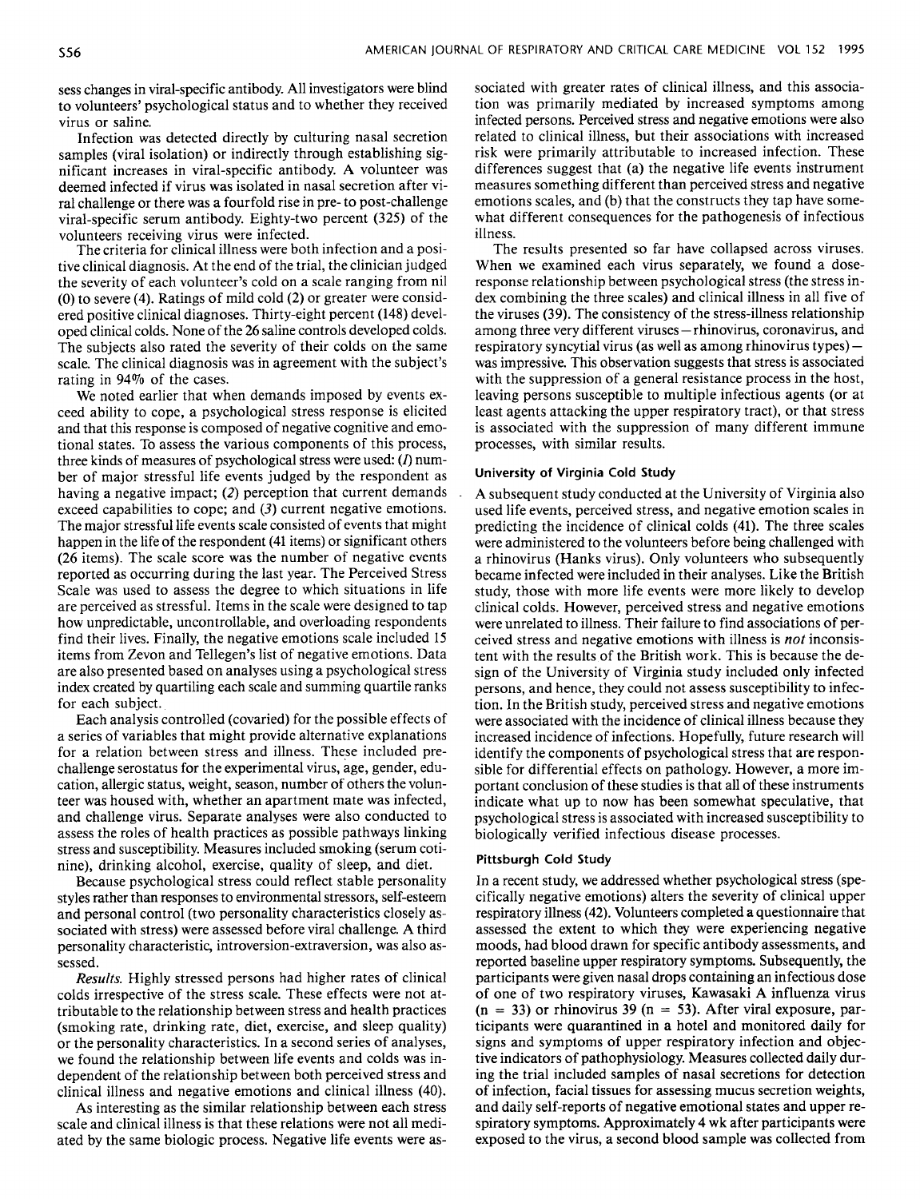sess changes in viral-specific antibody. All investigators were blind to volunteers' psychological status and to whether they received virus or saline.

Infection was detected directly by culturing nasal secretion samples (viral isolation) or indirectly through establishing significant increases in viral-specific antibody. A volunteer was deemed infected if virus was isolated in nasal secretion after viral challenge or there was a fourfold rise in pre- to post-challenge viral-specific serum antibody. Eighty-two percent (325) of the volunteers receiving virus were infected.

The criteria for clinical illness were both infection and a positive clinical diagnosis. At the end of the trial, the clinician judged the severity of each volunteer's cold on a scale ranging from nil (0) to severe (4). Ratings of mild cold (2) or greater were considered positive clinical diagnoses. Thirty-eight percent (148) developed clinical colds. None of the 26 saline controls developed colds. The subjects also rated the severity of their colds on the same scale. The clinical diagnosis was in agreement with the subject's rating in 94% of the cases.

We noted earlier that when demands imposed by events exceed ability to cope, a psychological stress response is elicited and that this response is composed of negative cognitive and emotional states. To assess the various components of this process, three kinds of measures of psychological stress were used: (*1*) number of major stressful life events judged by the respondent as having a negative impact; (*2*) perception that current demands exceed capabilities to cope; and (*3*) current negative emotions. The major stressful life events scale consisted of events that might happen in the life of the respondent (41 items) or significant others (26 items). The scale score was the number of negative events reported as occurring during the last year. The Perceived Stress Scale was used to assess the degree to which situations in life are perceived as stressful. Items in the scale were designed to tap how unpredictable, uncontrollable, and overloading respondents find their lives. Finally, the negative emotions scale included 15 items from Zevon and Tellegen's list of negative emotions. Data are also presented based on analyses using a psychological stress index created by quartiling each scale and summing quartile ranks for each subject.

Each analysis controlled (covaried) for the possible effects of a series of variables that might provide alternative explanations for a relation between stress and illness. These included prechallenge serostatus for the experimental virus, age, gender, education, allergic status, weight, season, number of others the volunteer was housed with, whether an apartment mate was infected, and challenge virus. Separate analyses were also conducted to assess the roles of health practices as possible pathways linking stress and susceptibility. Measures included smoking (serum cotinine), drinking alcohol, exercise, quality of sleep, and diet.

Because psychological stress could reflect stable personality styles rather than responses to environmental stressors, self-esteem and personal control (two personality characteristics closely associated with stress) were assessed before viral challenge. A third personality characteristic, introversion-extraversion, was also assessed.

*Results.* Highly stressed persons had higher rates of clinical colds irrespective of the stress scale. These effects were not attributable to the relationship between stress and health practices (smoking rate, drinking rate, diet, exercise, and sleep quality) or the personality characteristics. In a second series of analyses, we found the relationship between life events and colds was independent of the relationship between both perceived stress and clinical illness and negative emotions and clinical illness (40).

As interesting as the similar relationship between each stress scale and clinical illness is that these relations were not all mediated by the same biologic process. Negative life events were associated with greater rates of clinical illness, and this association was primarily mediated by increased symptoms among infected persons. Perceived stress and negative emotions were also related to clinical illness, but their associations with increased risk were primarily attributable to increased infection. These differences suggest that (a) the negative life events instrument measures something different than perceived stress and negative emotions scales, and (b) that the constructs they tap have somewhat different consequences for the pathogenesis of infectious illness.

The results presented so far have collapsed across viruses. When we examined each virus separately, we found a dose-response relationship between psychological stress (the stress index combining the three scales) and clinical illness in all five of the viruses (39). The consistency of the stress-illness relationship among three very different viruses—rhinovirus, coronavirus, and respiratory syncytial virus (as well as among rhinovirus types)—was impressive. This observation suggests that stress is associated with the suppression of a general resistance process in the host, leaving persons susceptible to multiple infectious agents (or at least agents attacking the upper respiratory tract), or that stress is associated with the suppression of many different immune processes, with similar results.

### University of Virginia Cold Study

A subsequent study conducted at the University of Virginia also used life events, perceived stress, and negative emotion scales in predicting the incidence of clinical colds (41). The three scales were administered to the volunteers before being challenged with a rhinovirus (Hanks virus). Only volunteers who subsequently became infected were included in their analyses. Like the British study, those with more life events were more likely to develop clinical colds. However, perceived stress and negative emotions were unrelated to illness. Their failure to find associations of perceived stress and negative emotions with illness is *not* inconsistent with the results of the British work. This is because the design of the University of Virginia study included only infected persons, and hence, they could not assess susceptibility to infection. In the British study, perceived stress and negative emotions were associated with the incidence of clinical illness because they increased incidence of infections. Hopefully, future research will identify the components of psychological stress that are responsible for differential effects on pathology. However, a more important conclusion of these studies is that all of these instruments indicate what up to now has been somewhat speculative, that psychological stress is associated with increased susceptibility to biologically verified infectious disease processes.

### Pittsburgh Cold Study

In a recent study, we addressed whether psychological stress (specifically negative emotions) alters the severity of clinical upper respiratory illness (42). Volunteers completed a questionnaire that assessed the extent to which they were experiencing negative moods, had blood drawn for specific antibody assessments, and reported baseline upper respiratory symptoms. Subsequently, the participants were given nasal drops containing an infectious dose of one of two respiratory viruses, Kawasaki A influenza virus ($n = 33$) or rhinovirus 39 ($n = 53$). After viral exposure, participants were quarantined in a hotel and monitored daily for signs and symptoms of upper respiratory infection and objective indicators of pathophysiology. Measures collected daily during the trial included samples of nasal secretions for detection of infection, facial tissues for assessing mucus secretion weights, and daily self-reports of negative emotional states and upper respiratory symptoms. Approximately 4 wk after participants were exposed to the virus, a second blood sample was collected from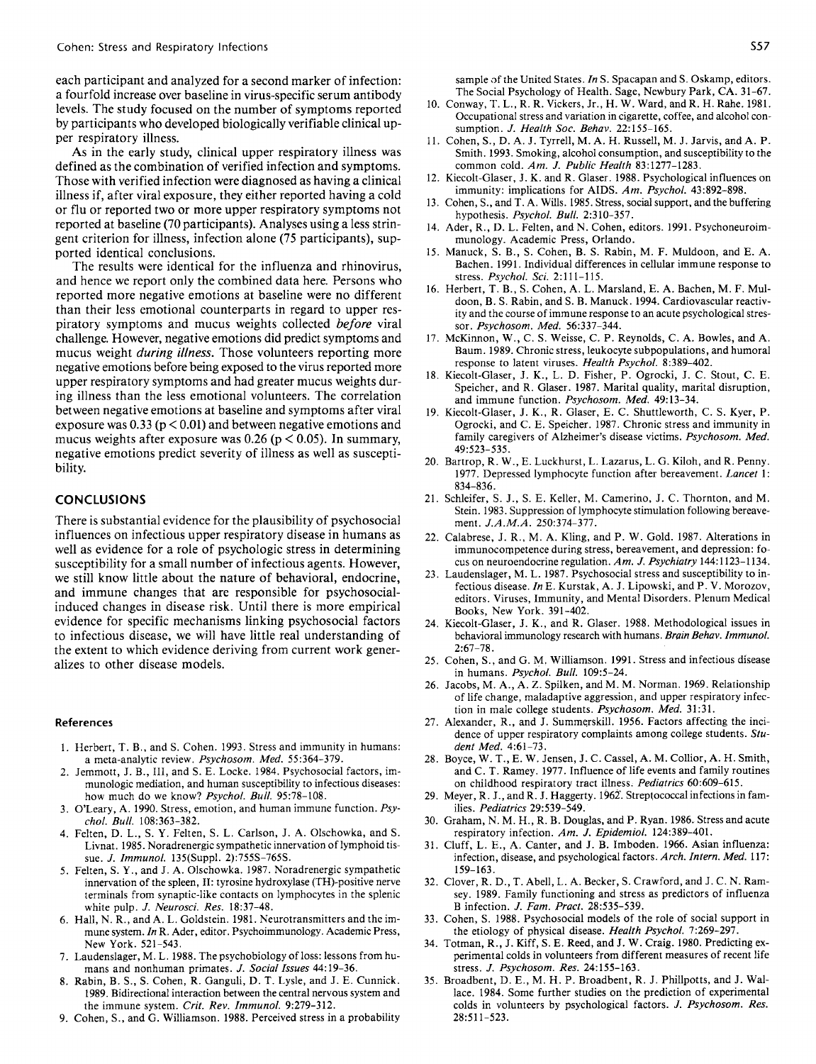each participant and analyzed for a second marker of infection: a fourfold increase over baseline in virus-specific serum antibody levels. The study focused on the number of symptoms reported by participants who developed biologically verifiable clinical upper respiratory illness.

As in the early study, clinical upper respiratory illness was defined as the combination of verified infection and symptoms. Those with verified infection were diagnosed as having a clinical illness if, after viral exposure, they either reported having a cold or flu or reported two or more upper respiratory symptoms not reported at baseline (70 participants). Analyses using a less stringent criterion for illness, infection alone (75 participants), supported identical conclusions.

The results were identical for the influenza and rhinovirus, and hence we report only the combined data here. Persons who reported more negative emotions at baseline were no different than their less emotional counterparts in regard to upper respiratory symptoms and mucus weights collected *before* viral challenge. However, negative emotions did predict symptoms and mucus weight *during illness*. Those volunteers reporting more negative emotions before being exposed to the virus reported more upper respiratory symptoms and had greater mucus weights during illness than the less emotional volunteers. The correlation between negative emotions at baseline and symptoms after viral exposure was 0.33 ($p < 0.01$) and between negative emotions and mucus weights after exposure was 0.26 ($p < 0.05$). In summary, negative emotions predict severity of illness as well as susceptibility.

## CONCLUSIONS

There is substantial evidence for the plausibility of psychosocial influences on infectious upper respiratory disease in humans as well as evidence for a role of psychologic stress in determining susceptibility for a small number of infectious agents. However, we still know little about the nature of behavioral, endocrine, and immune changes that are responsible for psychosocial-induced changes in disease risk. Until there is more empirical evidence for specific mechanisms linking psychosocial factors to infectious disease, we will have little real understanding of the extent to which evidence deriving from current work generalizes to other disease models.

### References

1. Herbert, T. B., and S. Cohen. 1993. Stress and immunity in humans: a meta-analytic review. *Psychosom. Med.* 55:364–379.
2. Jemmott, J. B., III, and S. E. Locke. 1984. Psychosocial factors, immunologic mediation, and human susceptibility to infectious diseases: how much do we know? *Psychol. Bull.* 95:78–108.
3. O'Leary, A. 1990. Stress, emotion, and human immune function. *Psychol. Bull.* 108:363–382.
4. Felten, D. L., S. Y. Felten, S. L. Carlson, J. A. Olschowka, and S. Livnat. 1985. Noradrenergic sympathetic innervation of lymphoid tissue. *J. Immunol.* 135(Suppl. 2):755S–765S.
5. Felten, S. Y., and J. A. Olschowka. 1987. Noradrenergic sympathetic innervation of the spleen, II: tyrosine hydroxylase (TH)-positive nerve terminals from synaptic-like contacts on lymphocytes in the splenic white pulp. *J. Neurosci. Res.* 18:37–48.
6. Hall, N. R., and A. L. Goldstein. 1981. Neurotransmitters and the immune system. *In* R. Ader, editor. Psychoimmunology. Academic Press, New York. 521–543.
7. Laudenslager, M. L. 1988. The psychobiology of loss: lessons from humans and nonhuman primates. *J. Social Issues* 44:19–36.
8. Rabin, B. S., S. Cohen, R. Ganguli, D. T. Lysle, and J. E. Cunnick. 1989. Bidirectional interaction between the central nervous system and the immune system. *Crit. Rev. Immunol.* 9:279–312.
9. Cohen, S., and G. Williamson. 1988. Perceived stress in a probability sample of the United States. *In* S. Spacapan and S. Oskamp, editors. The Social Psychology of Health. Sage, Newbury Park, CA. 31–67.
10. Conway, T. L., R. R. Vickers, Jr., H. W. Ward, and R. H. Rahe. 1981. Occupational stress and variation in cigarette, coffee, and alcohol consumption. *J. Health Soc. Behav.* 22:155–165.
11. Cohen, S., D. A. J. Tyrrell, M. A. H. Russell, M. J. Jarvis, and A. P. Smith. 1993. Smoking, alcohol consumption, and susceptibility to the common cold. *Am. J. Public Health* 83:1277–1283.
12. Kiecolt-Glaser, J. K. and R. Glaser. 1988. Psychological influences on immunity: implications for AIDS. *Am. Psychol.* 43:892–898.
13. Cohen, S., and T. A. Wills. 1985. Stress, social support, and the buffering hypothesis. *Psychol. Bull.* 2:310–357.
14. Ader, R., D. L. Felten, and N. Cohen, editors. 1991. Psychoneuroimmunology. Academic Press, Orlando.
15. Manuck, S. B., S. Cohen, B. S. Rabin, M. F. Muldoon, and E. A. Bachen. 1991. Individual differences in cellular immune response to stress. *Psychol. Sci.* 2:111–115.
16. Herbert, T. B., S. Cohen, A. L. Marsland, E. A. Bachen, M. F. Muldoon, B. S. Rabin, and S. B. Manuck. 1994. Cardiovascular reactivity and the course of immune response to an acute psychological stressor. *Psychosom. Med.* 56:337–344.
17. McKinnon, W., C. S. Weisse, C. P. Reynolds, C. A. Bowles, and A. Baum. 1989. Chronic stress, leukocyte subpopulations, and humoral response to latent viruses. *Health Psychol.* 8:389–402.
18. Kiecolt-Glaser, J. K., L. D. Fisher, P. Ogrocki, J. C. Stout, C. E. Speicher, and R. Glaser. 1987. Marital quality, marital disruption, and immune function. *Psychosom. Med.* 49:13–34.
19. Kiecolt-Glaser, J. K., R. Glaser, E. C. Shuttleworth, C. S. Kyer, P. Ogrocki, and C. E. Speicher. 1987. Chronic stress and immunity in family caregivers of Alzheimer's disease victims. *Psychosom. Med.* 49:523–535.
20. Bartrop, R. W., E. Luckhurst, L. Lazarus, L. G. Kiloh, and R. Penny. 1977. Depressed lymphocyte function after bereavement. *Lancet* 1: 834–836.
21. Schleifer, S. J., S. E. Keller, M. Camerino, J. C. Thornton, and M. Stein. 1983. Suppression of lymphocyte stimulation following bereavement. *J.A.M.A.* 250:374–377.
22. Calabrese, J. R., M. A. Kling, and P. W. Gold. 1987. Alterations in immunocompetence during stress, bereavement, and depression: focus on neuroendocrine regulation. *Am. J. Psychiatry* 144:1123–1134.
23. Laudenslager, M. L. 1987. Psychosocial stress and susceptibility to infectious disease. *In* E. Kurstak, A. J. Lipowski, and P. V. Morozov, editors. Viruses, Immunity, and Mental Disorders. Plenum Medical Books, New York. 391–402.
24. Kiecolt-Glaser, J. K., and R. Glaser. 1988. Methodological issues in behavioral immunology research with humans. *Brain Behav. Immunol.* 2:67–78.
25. Cohen, S., and G. M. Williamson. 1991. Stress and infectious disease in humans. *Psychol. Bull.* 109:5–24.
26. Jacobs, M. A., A. Z. Spilken, and M. M. Norman. 1969. Relationship of life change, maladaptive aggression, and upper respiratory infection in male college students. *Psychosom. Med.* 31:31.
27. Alexander, R., and J. Summerskill. 1956. Factors affecting the incidence of upper respiratory complaints among college students. *Student Med.* 4:61–73.
28. Boyce, W. T., E. W. Jensen, J. C. Cassel, A. M. Collior, A. H. Smith, and C. T. Ramey. 1977. Influence of life events and family routines on childhood respiratory tract illness. *Pediatrics* 60:609–615.
29. Meyer, R. J., and R. J. Haggerty. 1962. Streptococcal infections in families. *Pediatrics* 29:539–549.
30. Graham, N. M. H., R. B. Douglas, and P. Ryan. 1986. Stress and acute respiratory infection. *Am. J. Epidemiol.* 124:389–401.
31. Cluff, L. E., A. Canter, and J. B. Imboden. 1966. Asian influenza: infection, disease, and psychological factors. *Arch. Intern. Med.* 117: 159–163.
32. Clover, R. D., T. Abell, L. A. Becker, S. Crawford, and J. C. N. Ramsey. 1989. Family functioning and stress as predictors of influenza B infection. *J. Fam. Pract.* 28:535–539.
33. Cohen, S. 1988. Psychosocial models of the role of social support in the etiology of physical disease. *Health Psychol.* 7:269–297.
34. Totman, R., J. Kiff, S. E. Reed, and J. W. Craig. 1980. Predicting experimental colds in volunteers from different measures of recent life stress. *J. Psychosom. Res.* 24:155–163.
35. Broadbent, D. E., M. H. P. Broadbent, R. J. Phillpotts, and J. Wallace. 1984. Some further studies on the prediction of experimental colds in volunteers by psychological factors. *J. Psychosom. Res.* 28:511–523.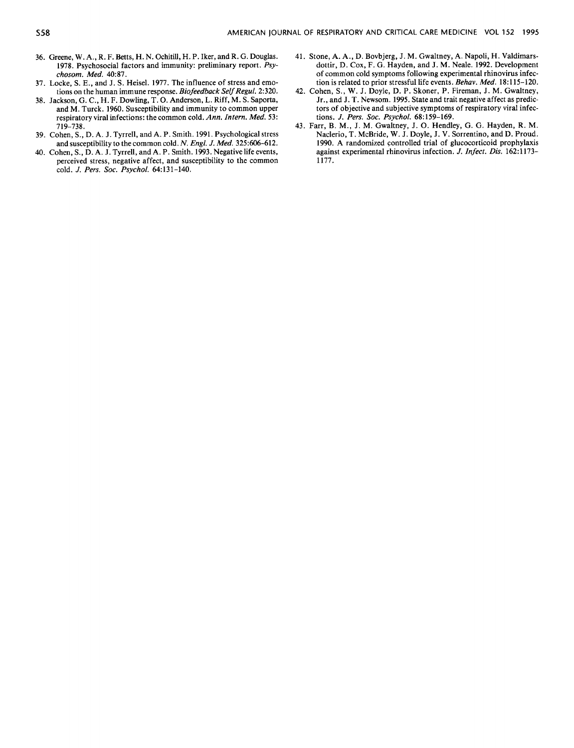36. Greene, W. A., R. F. Betts, H. N. Ochitill, H. P. Iker, and R. G. Douglas. 1978. Psychosocial factors and immunity: preliminary report. *Psychosom. Med.* 40:87.
37. Locke, S. E., and J. S. Heisel. 1977. The influence of stress and emotions on the human immune response. *Biofeedback Self Regul.* 2:320.
38. Jackson, G. C., H. F. Dowling, T. O. Anderson, L. Riff, M. S. Saporta, and M. Turck. 1960. Susceptibility and immunity to common upper respiratory viral infections: the common cold. *Ann. Intern. Med.* 53: 719–738.
39. Cohen, S., D. A. J. Tyrrell, and A. P. Smith. 1991. Psychological stress and susceptibility to the common cold. *N. Engl. J. Med.* 325:606–612.
40. Cohen, S., D. A. J. Tyrrell, and A. P. Smith. 1993. Negative life events, perceived stress, negative affect, and susceptibility to the common cold. *J. Pers. Soc. Psychol.* 64:131–140.
41. Stone, A. A., D. Bovbjerg, J. M. Gwaltney, A. Napoli, H. Valdimarsdottir, D. Cox, F. G. Hayden, and J. M. Neale. 1992. Development of common cold symptoms following experimental rhinovirus infection is related to prior stressful life events. *Behav. Med.* 18:115–120.
42. Cohen, S., W. J. Doyle, D. P. Skoner, P. Fireman, J. M. Gwaltney, Jr., and J. T. Newsom. 1995. State and trait negative affect as predictors of objective and subjective symptoms of respiratory viral infections. *J. Pers. Soc. Psychol.* 68:159–169.
43. Farr, B. M., J. M. Gwaltney, J. O. Hendley, G. G. Hayden, R. M. Naclerio, T. McBride, W. J. Doyle, J. V. Sorrentino, and D. Proud. 1990. A randomized controlled trial of glucocorticoid prophylaxis against experimental rhinovirus infection. *J. Infect. Dis.* 162:1173–1177.